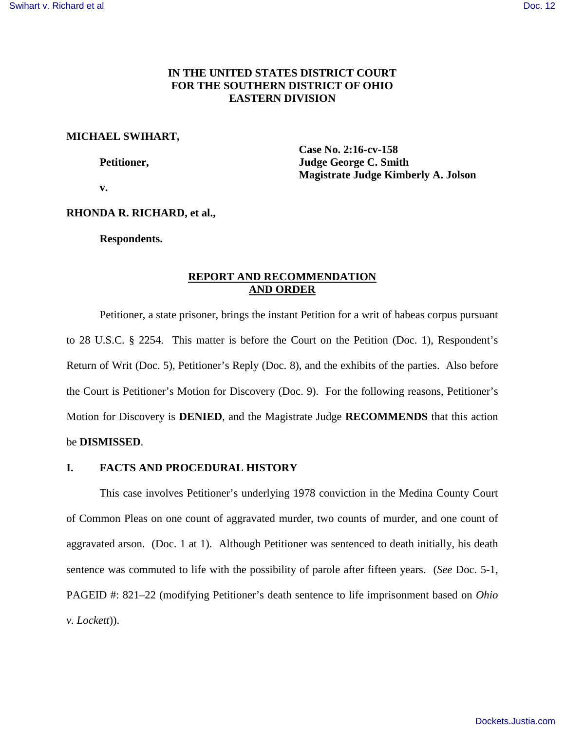**IN THE UNITED STATES DISTRICT COURT**
**FOR THE SOUTHERN DISTRICT OF OHIO**
**EASTERN DIVISION**

**MICHAEL SWIHART,**

**Petitioner,**

**v.**

**RHONDA R. RICHARD, et al.,**

**Respondents.**

**Case No. 2:16-cv-158**
**Judge George C. Smith**
**Magistrate Judge Kimberly A. Jolson**

## REPORT AND RECOMMENDATION AND ORDER

Petitioner, a state prisoner, brings the instant Petition for a writ of habeas corpus pursuant to 28 U.S.C. § 2254. This matter is before the Court on the Petition (Doc. 1), Respondent's Return of Writ (Doc. 5), Petitioner's Reply (Doc. 8), and the exhibits of the parties. Also before the Court is Petitioner's Motion for Discovery (Doc. 9). For the following reasons, Petitioner's Motion for Discovery is **DENIED**, and the Magistrate Judge **RECOMMENDS** that this action be **DISMISSED**.

## I. FACTS AND PROCEDURAL HISTORY

This case involves Petitioner's underlying 1978 conviction in the Medina County Court of Common Pleas on one count of aggravated murder, two counts of murder, and one count of aggravated arson. (Doc. 1 at 1). Although Petitioner was sentenced to death initially, his death sentence was commuted to life with the possibility of parole after fifteen years. (*See* Doc. 5-1, PAGEID #: 821–22 (modifying Petitioner's death sentence to life imprisonment based on *Ohio v. Lockett*)).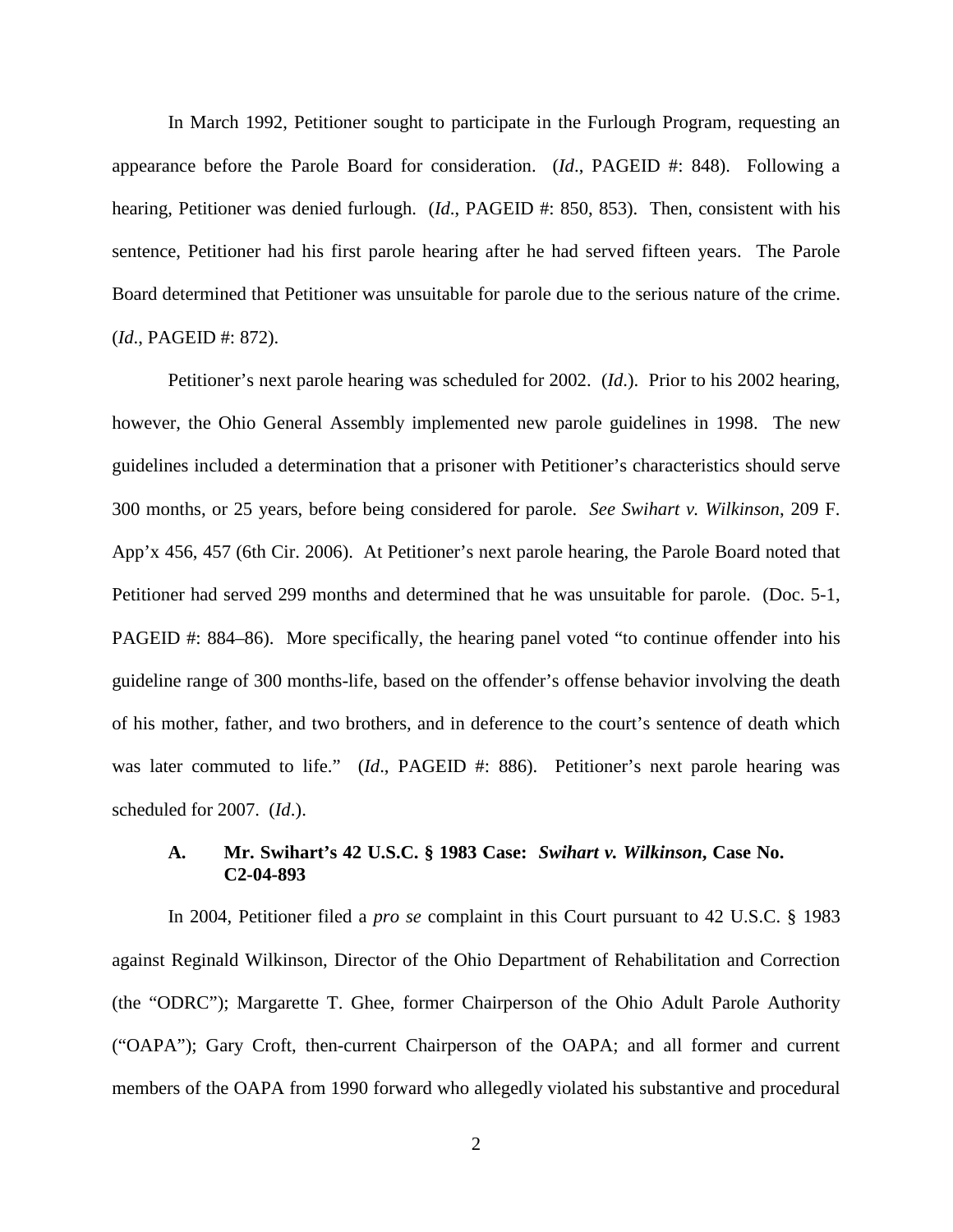In March 1992, Petitioner sought to participate in the Furlough Program, requesting an appearance before the Parole Board for consideration. (*Id*., PAGEID #: 848). Following a hearing, Petitioner was denied furlough. (*Id*., PAGEID #: 850, 853). Then, consistent with his sentence, Petitioner had his first parole hearing after he had served fifteen years. The Parole Board determined that Petitioner was unsuitable for parole due to the serious nature of the crime. (*Id*., PAGEID #: 872).

Petitioner's next parole hearing was scheduled for 2002. (*Id*.). Prior to his 2002 hearing, however, the Ohio General Assembly implemented new parole guidelines in 1998. The new guidelines included a determination that a prisoner with Petitioner's characteristics should serve 300 months, or 25 years, before being considered for parole. *See Swihart v. Wilkinson*, 209 F. App'x 456, 457 (6th Cir. 2006). At Petitioner's next parole hearing, the Parole Board noted that Petitioner had served 299 months and determined that he was unsuitable for parole. (Doc. 5-1, PAGEID #: 884–86). More specifically, the hearing panel voted "to continue offender into his guideline range of 300 months-life, based on the offender's offense behavior involving the death of his mother, father, and two brothers, and in deference to the court's sentence of death which was later commuted to life." (*Id*., PAGEID #: 886). Petitioner's next parole hearing was scheduled for 2007. (*Id*.).

### A. Mr. Swihart's 42 U.S.C. § 1983 Case: *Swihart v. Wilkinson*, Case No. C2-04-893

In 2004, Petitioner filed a *pro se* complaint in this Court pursuant to 42 U.S.C. § 1983 against Reginald Wilkinson, Director of the Ohio Department of Rehabilitation and Correction (the "ODRC"); Margarette T. Ghee, former Chairperson of the Ohio Adult Parole Authority ("OAPA"); Gary Croft, then-current Chairperson of the OAPA; and all former and current members of the OAPA from 1990 forward who allegedly violated his substantive and procedural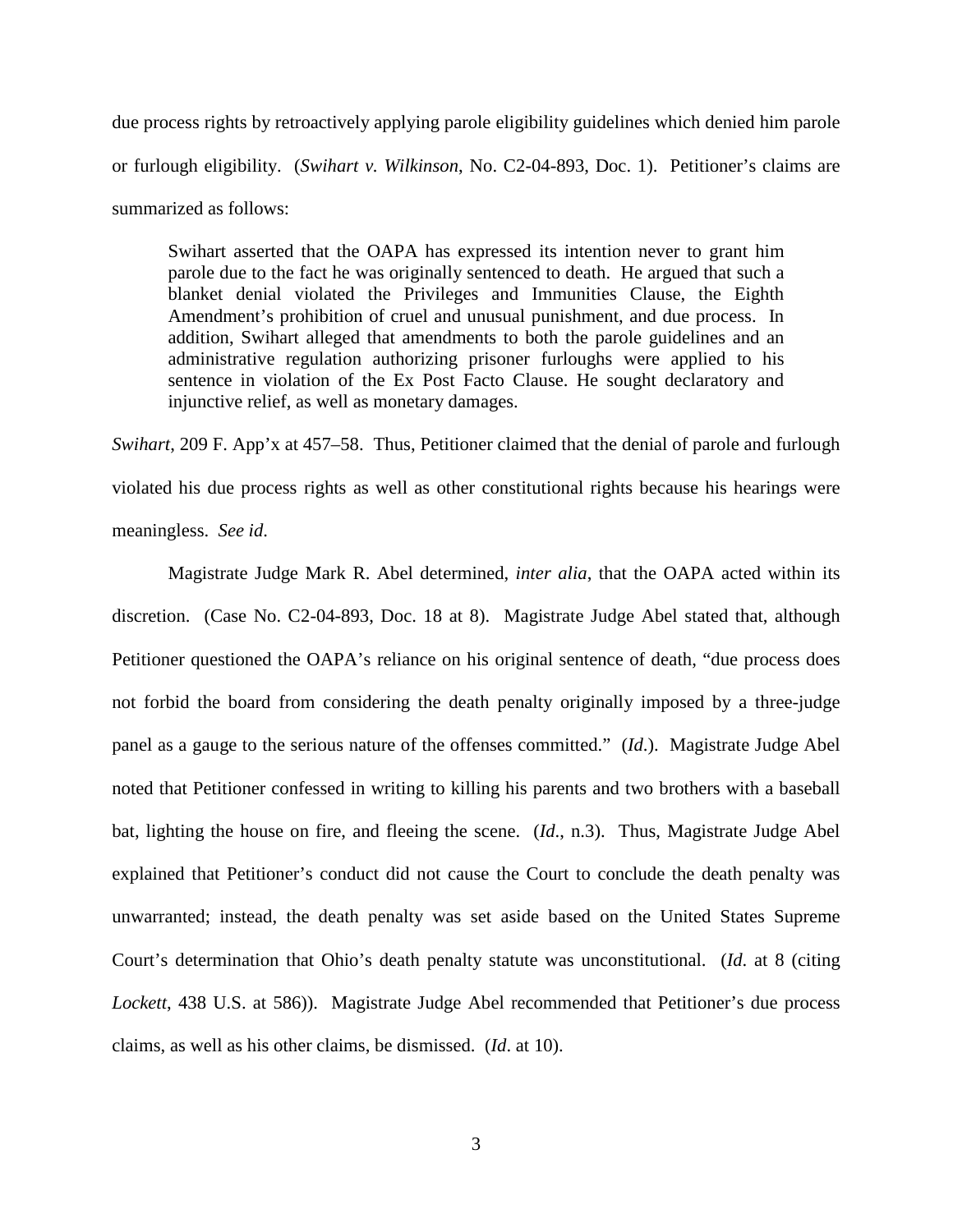due process rights by retroactively applying parole eligibility guidelines which denied him parole or furlough eligibility. (*Swihart v. Wilkinson*, No. C2-04-893, Doc. 1). Petitioner's claims are summarized as follows:

> Swihart asserted that the OAPA has expressed its intention never to grant him parole due to the fact he was originally sentenced to death. He argued that such a blanket denial violated the Privileges and Immunities Clause, the Eighth Amendment's prohibition of cruel and unusual punishment, and due process. In addition, Swihart alleged that amendments to both the parole guidelines and an administrative regulation authorizing prisoner furloughs were applied to his sentence in violation of the Ex Post Facto Clause. He sought declaratory and injunctive relief, as well as monetary damages.

*Swihart*, 209 F. App'x at 457–58. Thus, Petitioner claimed that the denial of parole and furlough violated his due process rights as well as other constitutional rights because his hearings were meaningless. *See id*.

Magistrate Judge Mark R. Abel determined, *inter alia*, that the OAPA acted within its discretion. (Case No. C2-04-893, Doc. 18 at 8). Magistrate Judge Abel stated that, although Petitioner questioned the OAPA's reliance on his original sentence of death, "due process does not forbid the board from considering the death penalty originally imposed by a three-judge panel as a gauge to the serious nature of the offenses committed." (*Id*.). Magistrate Judge Abel noted that Petitioner confessed in writing to killing his parents and two brothers with a baseball bat, lighting the house on fire, and fleeing the scene. (*Id*., n.3). Thus, Magistrate Judge Abel explained that Petitioner's conduct did not cause the Court to conclude the death penalty was unwarranted; instead, the death penalty was set aside based on the United States Supreme Court's determination that Ohio's death penalty statute was unconstitutional. (*Id*. at 8 (citing *Lockett*, 438 U.S. at 586)). Magistrate Judge Abel recommended that Petitioner's due process claims, as well as his other claims, be dismissed. (*Id*. at 10).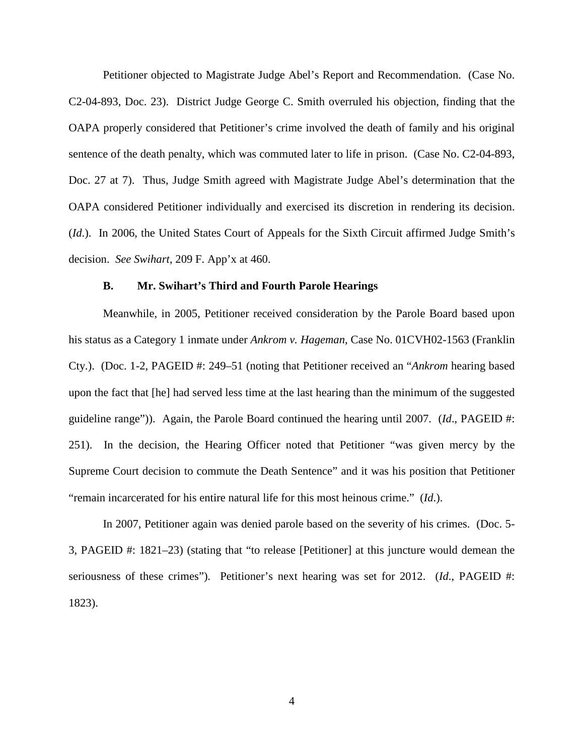Petitioner objected to Magistrate Judge Abel's Report and Recommendation. (Case No. C2-04-893, Doc. 23). District Judge George C. Smith overruled his objection, finding that the OAPA properly considered that Petitioner's crime involved the death of family and his original sentence of the death penalty, which was commuted later to life in prison. (Case No. C2-04-893, Doc. 27 at 7). Thus, Judge Smith agreed with Magistrate Judge Abel's determination that the OAPA considered Petitioner individually and exercised its discretion in rendering its decision. (*Id*.). In 2006, the United States Court of Appeals for the Sixth Circuit affirmed Judge Smith's decision. *See Swihart*, 209 F. App'x at 460.

### B. Mr. Swihart's Third and Fourth Parole Hearings

Meanwhile, in 2005, Petitioner received consideration by the Parole Board based upon his status as a Category 1 inmate under *Ankrom v. Hageman*, Case No. 01CVH02-1563 (Franklin Cty.). (Doc. 1-2, PAGEID #: 249–51 (noting that Petitioner received an "*Ankrom* hearing based upon the fact that [he] had served less time at the last hearing than the minimum of the suggested guideline range")). Again, the Parole Board continued the hearing until 2007. (*Id*., PAGEID #: 251). In the decision, the Hearing Officer noted that Petitioner "was given mercy by the Supreme Court decision to commute the Death Sentence" and it was his position that Petitioner "remain incarcerated for his entire natural life for this most heinous crime." (*Id*.).

In 2007, Petitioner again was denied parole based on the severity of his crimes. (Doc. 5-3, PAGEID #: 1821–23) (stating that "to release [Petitioner] at this juncture would demean the seriousness of these crimes"). Petitioner's next hearing was set for 2012. (*Id*., PAGEID #: 1823).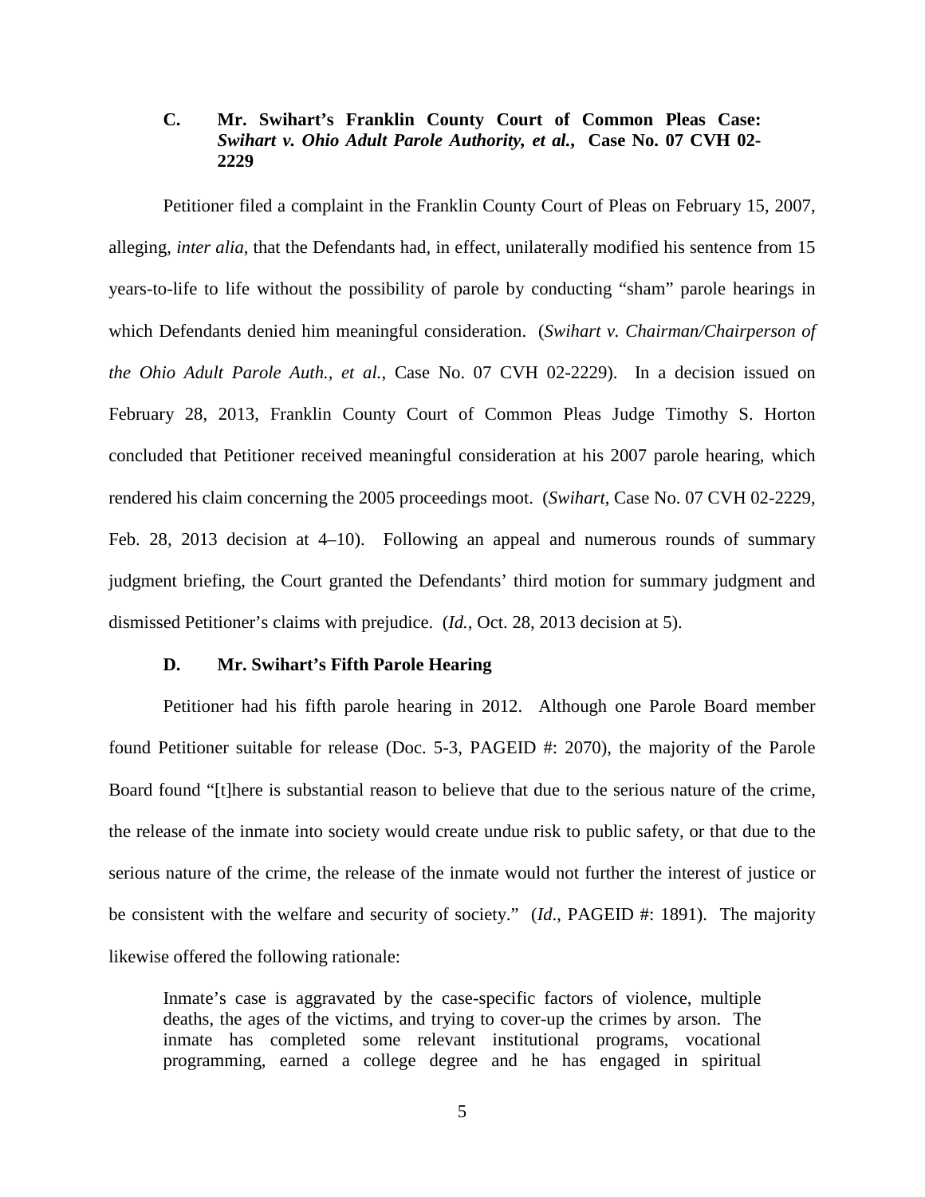### C. Mr. Swihart's Franklin County Court of Common Pleas Case: *Swihart v. Ohio Adult Parole Authority, et al.*, Case No. 07 CVH 02-2229

Petitioner filed a complaint in the Franklin County Court of Pleas on February 15, 2007, alleging, *inter alia*, that the Defendants had, in effect, unilaterally modified his sentence from 15 years-to-life to life without the possibility of parole by conducting "sham" parole hearings in which Defendants denied him meaningful consideration. (*Swihart v. Chairman/Chairperson of the Ohio Adult Parole Auth., et al.*, Case No. 07 CVH 02-2229). In a decision issued on February 28, 2013, Franklin County Court of Common Pleas Judge Timothy S. Horton concluded that Petitioner received meaningful consideration at his 2007 parole hearing, which rendered his claim concerning the 2005 proceedings moot. (*Swihart*, Case No. 07 CVH 02-2229, Feb. 28, 2013 decision at 4–10). Following an appeal and numerous rounds of summary judgment briefing, the Court granted the Defendants' third motion for summary judgment and dismissed Petitioner's claims with prejudice. (*Id.*, Oct. 28, 2013 decision at 5).

### D. Mr. Swihart's Fifth Parole Hearing

Petitioner had his fifth parole hearing in 2012. Although one Parole Board member found Petitioner suitable for release (Doc. 5-3, PAGEID #: 2070), the majority of the Parole Board found "[t]here is substantial reason to believe that due to the serious nature of the crime, the release of the inmate into society would create undue risk to public safety, or that due to the serious nature of the crime, the release of the inmate would not further the interest of justice or be consistent with the welfare and security of society." (*Id.*, PAGEID #: 1891). The majority likewise offered the following rationale:

> Inmate's case is aggravated by the case-specific factors of violence, multiple deaths, the ages of the victims, and trying to cover-up the crimes by arson. The inmate has completed some relevant institutional programs, vocational programming, earned a college degree and he has engaged in spiritual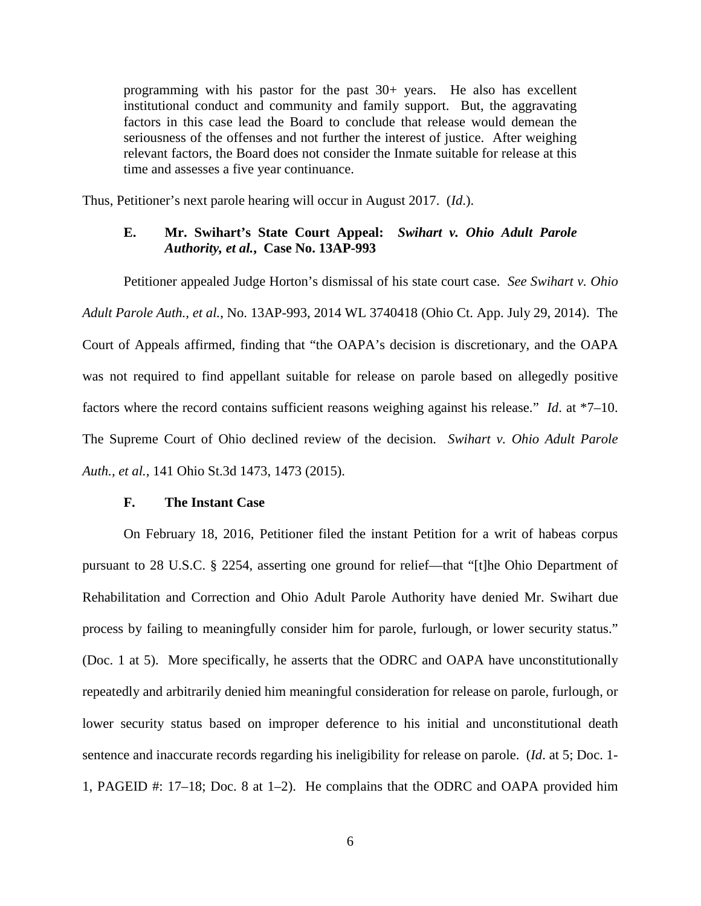> programming with his pastor for the past 30+ years. He also has excellent institutional conduct and community and family support. But, the aggravating factors in this case lead the Board to conclude that release would demean the seriousness of the offenses and not further the interest of justice. After weighing relevant factors, the Board does not consider the Inmate suitable for release at this time and assesses a five year continuance.

Thus, Petitioner's next parole hearing will occur in August 2017. (*Id*.).

### E. Mr. Swihart's State Court Appeal: *Swihart v. Ohio Adult Parole Authority, et al.*, Case No. 13AP-993

Petitioner appealed Judge Horton's dismissal of his state court case. *See Swihart v. Ohio Adult Parole Auth., et al.*, No. 13AP-993, 2014 WL 3740418 (Ohio Ct. App. July 29, 2014). The Court of Appeals affirmed, finding that "the OAPA's decision is discretionary, and the OAPA was not required to find appellant suitable for release on parole based on allegedly positive factors where the record contains sufficient reasons weighing against his release." *Id*. at *7–10. The Supreme Court of Ohio declined review of the decision. *Swihart v. Ohio Adult Parole Auth., et al.*, 141 Ohio St.3d 1473, 1473 (2015).

### F. The Instant Case

On February 18, 2016, Petitioner filed the instant Petition for a writ of habeas corpus pursuant to 28 U.S.C. § 2254, asserting one ground for relief—that "[t]he Ohio Department of Rehabilitation and Correction and Ohio Adult Parole Authority have denied Mr. Swihart due process by failing to meaningfully consider him for parole, furlough, or lower security status." (Doc. 1 at 5). More specifically, he asserts that the ODRC and OAPA have unconstitutionally repeatedly and arbitrarily denied him meaningful consideration for release on parole, furlough, or lower security status based on improper deference to his initial and unconstitutional death sentence and inaccurate records regarding his ineligibility for release on parole. (*Id*. at 5; Doc. 1-1, PAGEID #: 17–18; Doc. 8 at 1–2). He complains that the ODRC and OAPA provided him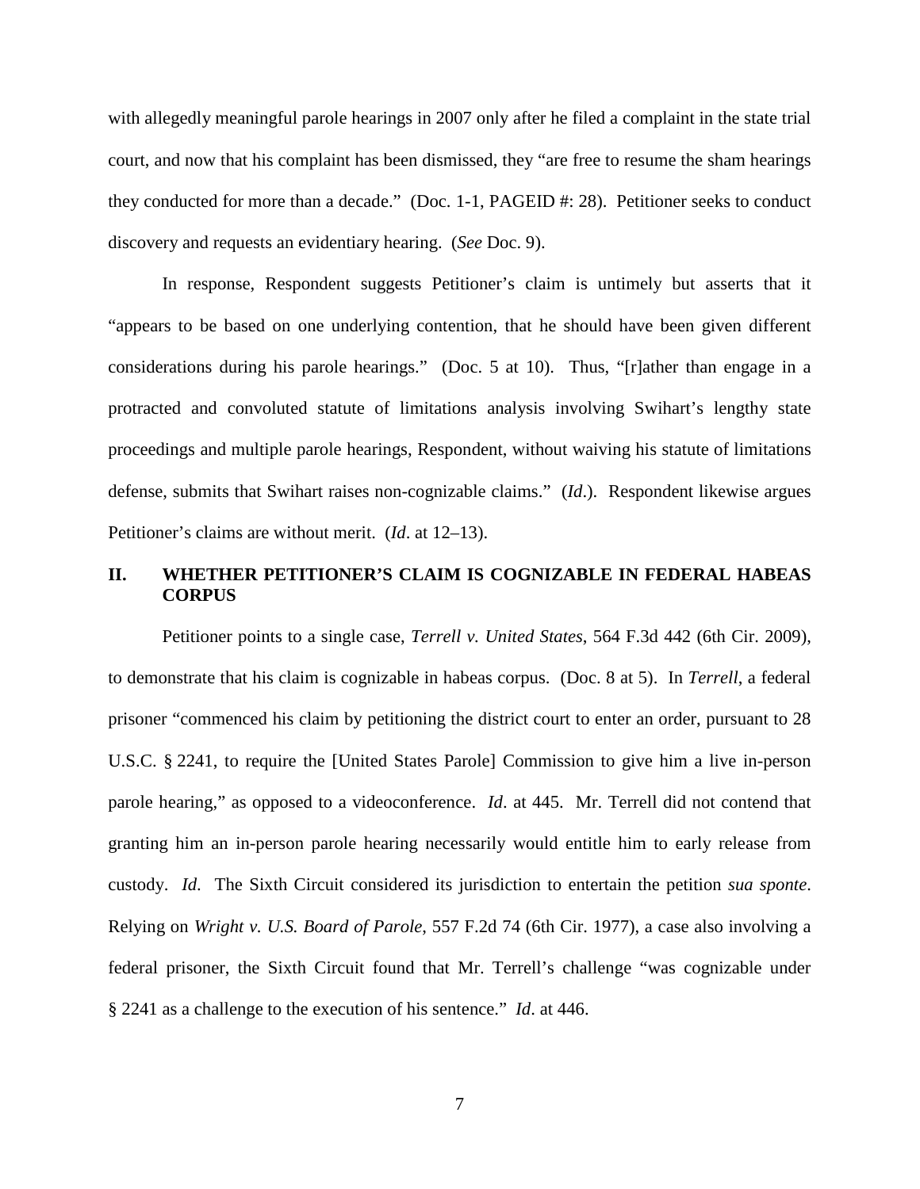with allegedly meaningful parole hearings in 2007 only after he filed a complaint in the state trial court, and now that his complaint has been dismissed, they "are free to resume the sham hearings they conducted for more than a decade." (Doc. 1-1, PAGEID #: 28). Petitioner seeks to conduct discovery and requests an evidentiary hearing. (*See* Doc. 9).

In response, Respondent suggests Petitioner's claim is untimely but asserts that it "appears to be based on one underlying contention, that he should have been given different considerations during his parole hearings." (Doc. 5 at 10). Thus, "[r]ather than engage in a protracted and convoluted statute of limitations analysis involving Swihart's lengthy state proceedings and multiple parole hearings, Respondent, without waiving his statute of limitations defense, submits that Swihart raises non-cognizable claims." (*Id*.). Respondent likewise argues Petitioner's claims are without merit. (*Id*. at 12–13).

## II. WHETHER PETITIONER'S CLAIM IS COGNIZABLE IN FEDERAL HABEAS CORPUS

Petitioner points to a single case, *Terrell v. United States*, 564 F.3d 442 (6th Cir. 2009), to demonstrate that his claim is cognizable in habeas corpus. (Doc. 8 at 5). In *Terrell*, a federal prisoner "commenced his claim by petitioning the district court to enter an order, pursuant to 28 U.S.C. § 2241, to require the [United States Parole] Commission to give him a live in-person parole hearing," as opposed to a videoconference. *Id*. at 445. Mr. Terrell did not contend that granting him an in-person parole hearing necessarily would entitle him to early release from custody. *Id*. The Sixth Circuit considered its jurisdiction to entertain the petition *sua sponte*. Relying on *Wright v. U.S. Board of Parole*, 557 F.2d 74 (6th Cir. 1977), a case also involving a federal prisoner, the Sixth Circuit found that Mr. Terrell's challenge "was cognizable under § 2241 as a challenge to the execution of his sentence." *Id*. at 446.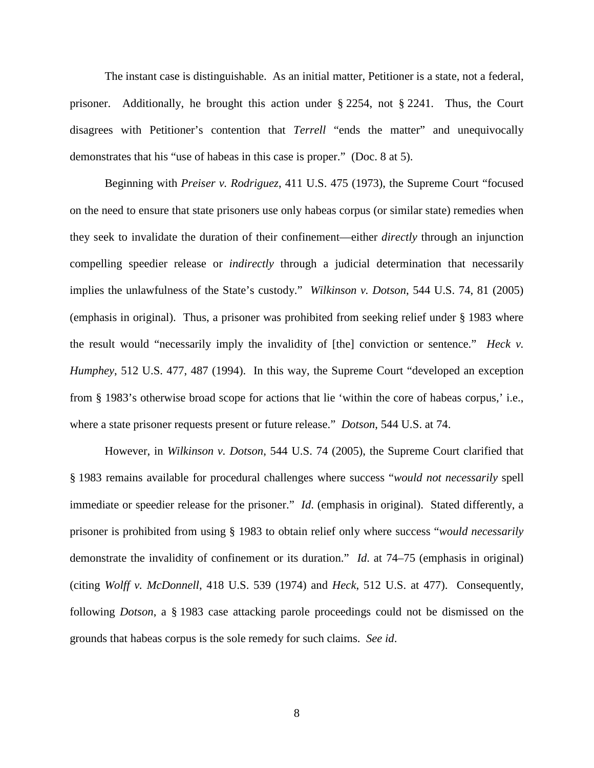The instant case is distinguishable. As an initial matter, Petitioner is a state, not a federal, prisoner. Additionally, he brought this action under § 2254, not § 2241. Thus, the Court disagrees with Petitioner's contention that *Terrell* "ends the matter" and unequivocally demonstrates that his "use of habeas in this case is proper." (Doc. 8 at 5).

Beginning with *Preiser v. Rodriguez*, 411 U.S. 475 (1973), the Supreme Court "focused on the need to ensure that state prisoners use only habeas corpus (or similar state) remedies when they seek to invalidate the duration of their confinement—either *directly* through an injunction compelling speedier release or *indirectly* through a judicial determination that necessarily implies the unlawfulness of the State's custody." *Wilkinson v. Dotson*, 544 U.S. 74, 81 (2005) (emphasis in original). Thus, a prisoner was prohibited from seeking relief under § 1983 where the result would "necessarily imply the invalidity of [the] conviction or sentence." *Heck v. Humphey*, 512 U.S. 477, 487 (1994). In this way, the Supreme Court "developed an exception from § 1983's otherwise broad scope for actions that lie 'within the core of habeas corpus,' i.e., where a state prisoner requests present or future release." *Dotson*, 544 U.S. at 74.

However, in *Wilkinson v. Dotson*, 544 U.S. 74 (2005), the Supreme Court clarified that § 1983 remains available for procedural challenges where success "*would not necessarily* spell immediate or speedier release for the prisoner." *Id*. (emphasis in original). Stated differently, a prisoner is prohibited from using § 1983 to obtain relief only where success "*would necessarily* demonstrate the invalidity of confinement or its duration." *Id*. at 74–75 (emphasis in original) (citing *Wolff v. McDonnell*, 418 U.S. 539 (1974) and *Heck*, 512 U.S. at 477). Consequently, following *Dotson*, a § 1983 case attacking parole proceedings could not be dismissed on the grounds that habeas corpus is the sole remedy for such claims. *See id*.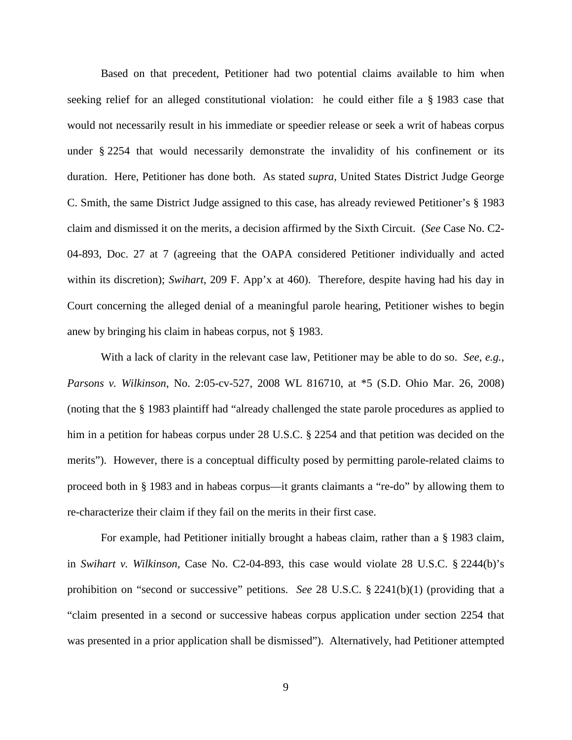Based on that precedent, Petitioner had two potential claims available to him when seeking relief for an alleged constitutional violation: he could either file a § 1983 case that would not necessarily result in his immediate or speedier release or seek a writ of habeas corpus under § 2254 that would necessarily demonstrate the invalidity of his confinement or its duration. Here, Petitioner has done both. As stated *supra*, United States District Judge George C. Smith, the same District Judge assigned to this case, has already reviewed Petitioner's § 1983 claim and dismissed it on the merits, a decision affirmed by the Sixth Circuit. (*See* Case No. C2-04-893, Doc. 27 at 7 (agreeing that the OAPA considered Petitioner individually and acted within its discretion); *Swihart*, 209 F. App'x at 460). Therefore, despite having had his day in Court concerning the alleged denial of a meaningful parole hearing, Petitioner wishes to begin anew by bringing his claim in habeas corpus, not § 1983.

With a lack of clarity in the relevant case law, Petitioner may be able to do so. *See, e.g.*, *Parsons v. Wilkinson*, No. 2:05-cv-527, 2008 WL 816710, at *5 (S.D. Ohio Mar. 26, 2008) (noting that the § 1983 plaintiff had "already challenged the state parole procedures as applied to him in a petition for habeas corpus under 28 U.S.C. § 2254 and that petition was decided on the merits"). However, there is a conceptual difficulty posed by permitting parole-related claims to proceed both in § 1983 and in habeas corpus—it grants claimants a "re-do" by allowing them to re-characterize their claim if they fail on the merits in their first case.

For example, had Petitioner initially brought a habeas claim, rather than a § 1983 claim, in *Swihart v. Wilkinson*, Case No. C2-04-893, this case would violate 28 U.S.C. § 2244(b)'s prohibition on "second or successive" petitions. *See* 28 U.S.C. § 2241(b)(1) (providing that a "claim presented in a second or successive habeas corpus application under section 2254 that was presented in a prior application shall be dismissed"). Alternatively, had Petitioner attempted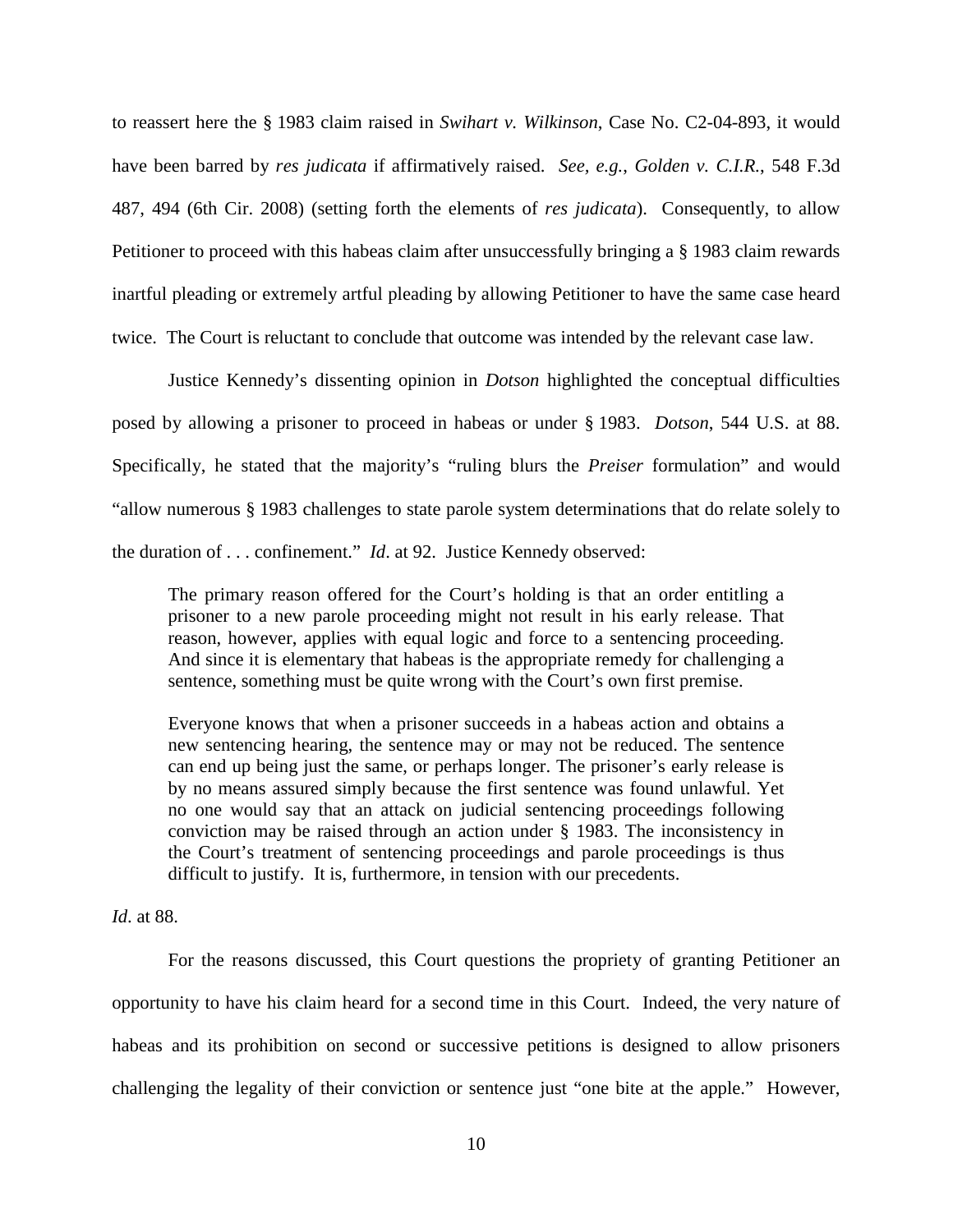to reassert here the § 1983 claim raised in *Swihart v. Wilkinson*, Case No. C2-04-893, it would have been barred by *res judicata* if affirmatively raised. *See, e.g.*, *Golden v. C.I.R.*, 548 F.3d 487, 494 (6th Cir. 2008) (setting forth the elements of *res judicata*). Consequently, to allow Petitioner to proceed with this habeas claim after unsuccessfully bringing a § 1983 claim rewards inartful pleading or extremely artful pleading by allowing Petitioner to have the same case heard twice. The Court is reluctant to conclude that outcome was intended by the relevant case law.

Justice Kennedy's dissenting opinion in *Dotson* highlighted the conceptual difficulties posed by allowing a prisoner to proceed in habeas or under § 1983. *Dotson*, 544 U.S. at 88. Specifically, he stated that the majority's "ruling blurs the *Preiser* formulation" and would "allow numerous § 1983 challenges to state parole system determinations that do relate solely to the duration of . . . confinement." *Id*. at 92. Justice Kennedy observed:

> The primary reason offered for the Court's holding is that an order entitling a prisoner to a new parole proceeding might not result in his early release. That reason, however, applies with equal logic and force to a sentencing proceeding. And since it is elementary that habeas is the appropriate remedy for challenging a sentence, something must be quite wrong with the Court's own first premise.
>
> Everyone knows that when a prisoner succeeds in a habeas action and obtains a new sentencing hearing, the sentence may or may not be reduced. The sentence can end up being just the same, or perhaps longer. The prisoner's early release is by no means assured simply because the first sentence was found unlawful. Yet no one would say that an attack on judicial sentencing proceedings following conviction may be raised through an action under § 1983. The inconsistency in the Court's treatment of sentencing proceedings and parole proceedings is thus difficult to justify. It is, furthermore, in tension with our precedents.

*Id*. at 88.

For the reasons discussed, this Court questions the propriety of granting Petitioner an opportunity to have his claim heard for a second time in this Court. Indeed, the very nature of habeas and its prohibition on second or successive petitions is designed to allow prisoners challenging the legality of their conviction or sentence just "one bite at the apple." However,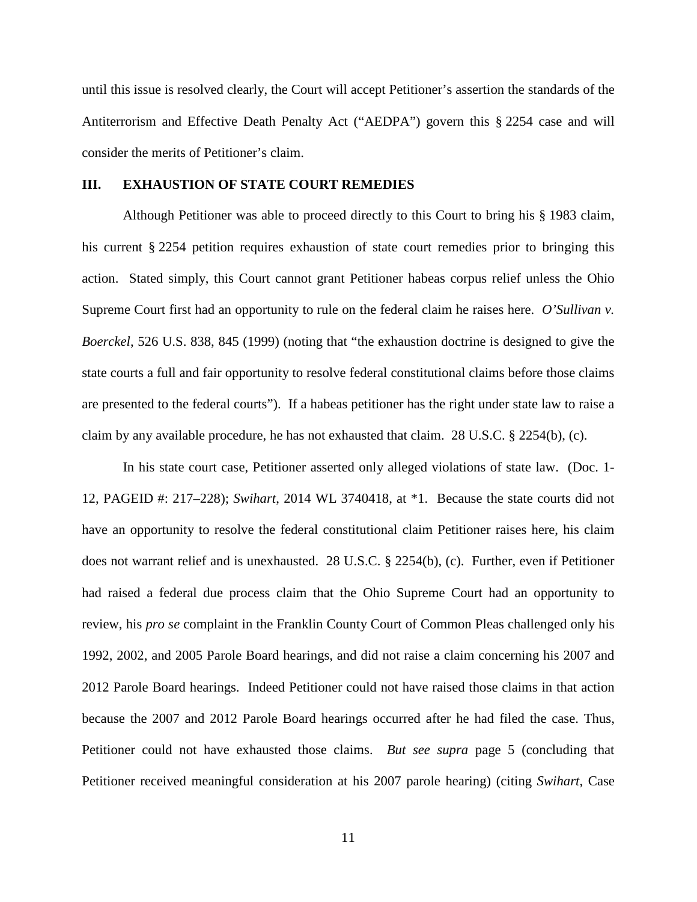until this issue is resolved clearly, the Court will accept Petitioner's assertion the standards of the Antiterrorism and Effective Death Penalty Act ("AEDPA") govern this § 2254 case and will consider the merits of Petitioner's claim.

## III. EXHAUSTION OF STATE COURT REMEDIES

Although Petitioner was able to proceed directly to this Court to bring his § 1983 claim, his current § 2254 petition requires exhaustion of state court remedies prior to bringing this action. Stated simply, this Court cannot grant Petitioner habeas corpus relief unless the Ohio Supreme Court first had an opportunity to rule on the federal claim he raises here. *O'Sullivan v. Boerckel*, 526 U.S. 838, 845 (1999) (noting that "the exhaustion doctrine is designed to give the state courts a full and fair opportunity to resolve federal constitutional claims before those claims are presented to the federal courts"). If a habeas petitioner has the right under state law to raise a claim by any available procedure, he has not exhausted that claim. 28 U.S.C. § 2254(b), (c).

In his state court case, Petitioner asserted only alleged violations of state law. (Doc. 1-12, PAGEID #: 217–228); *Swihart*, 2014 WL 3740418, at *1. Because the state courts did not have an opportunity to resolve the federal constitutional claim Petitioner raises here, his claim does not warrant relief and is unexhausted. 28 U.S.C. § 2254(b), (c). Further, even if Petitioner had raised a federal due process claim that the Ohio Supreme Court had an opportunity to review, his *pro se* complaint in the Franklin County Court of Common Pleas challenged only his 1992, 2002, and 2005 Parole Board hearings, and did not raise a claim concerning his 2007 and 2012 Parole Board hearings. Indeed Petitioner could not have raised those claims in that action because the 2007 and 2012 Parole Board hearings occurred after he had filed the case. Thus, Petitioner could not have exhausted those claims. *But see supra* page 5 (concluding that Petitioner received meaningful consideration at his 2007 parole hearing) (citing *Swihart*, Case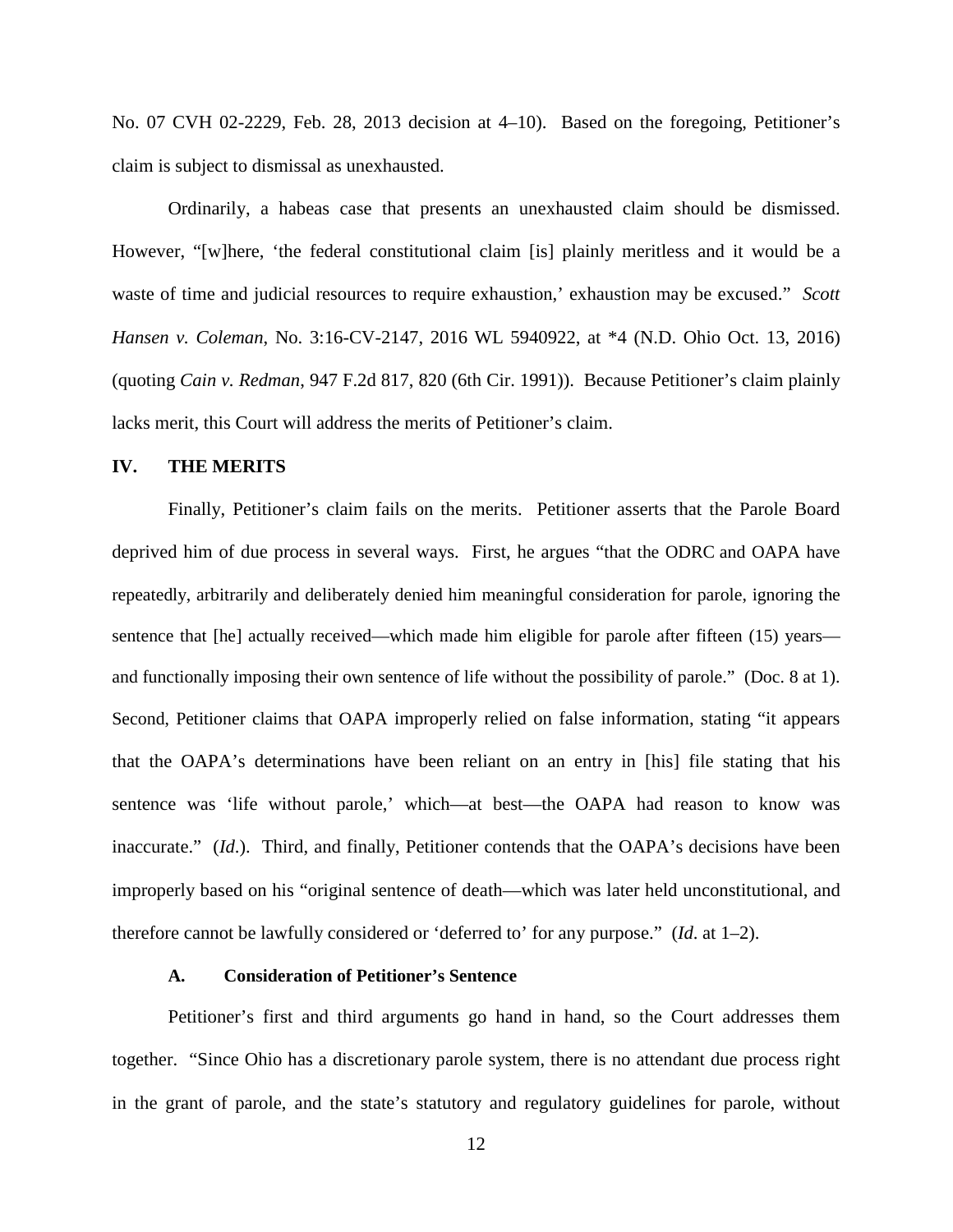No. 07 CVH 02-2229, Feb. 28, 2013 decision at 4–10). Based on the foregoing, Petitioner's claim is subject to dismissal as unexhausted.

Ordinarily, a habeas case that presents an unexhausted claim should be dismissed. However, "[w]here, 'the federal constitutional claim [is] plainly meritless and it would be a waste of time and judicial resources to require exhaustion,' exhaustion may be excused." *Scott Hansen v. Coleman*, No. 3:16-CV-2147, 2016 WL 5940922, at *4 (N.D. Ohio Oct. 13, 2016) (quoting *Cain v. Redman*, 947 F.2d 817, 820 (6th Cir. 1991)). Because Petitioner's claim plainly lacks merit, this Court will address the merits of Petitioner's claim.

## IV. THE MERITS

Finally, Petitioner's claim fails on the merits. Petitioner asserts that the Parole Board deprived him of due process in several ways. First, he argues "that the ODRC and OAPA have repeatedly, arbitrarily and deliberately denied him meaningful consideration for parole, ignoring the sentence that [he] actually received—which made him eligible for parole after fifteen (15) years—and functionally imposing their own sentence of life without the possibility of parole." (Doc. 8 at 1). Second, Petitioner claims that OAPA improperly relied on false information, stating "it appears that the OAPA's determinations have been reliant on an entry in [his] file stating that his sentence was 'life without parole,' which—at best—the OAPA had reason to know was inaccurate." (*Id*.). Third, and finally, Petitioner contends that the OAPA's decisions have been improperly based on his "original sentence of death—which was later held unconstitutional, and therefore cannot be lawfully considered or 'deferred to' for any purpose." (*Id*. at 1–2).

### A. Consideration of Petitioner's Sentence

Petitioner's first and third arguments go hand in hand, so the Court addresses them together. "Since Ohio has a discretionary parole system, there is no attendant due process right in the grant of parole, and the state's statutory and regulatory guidelines for parole, without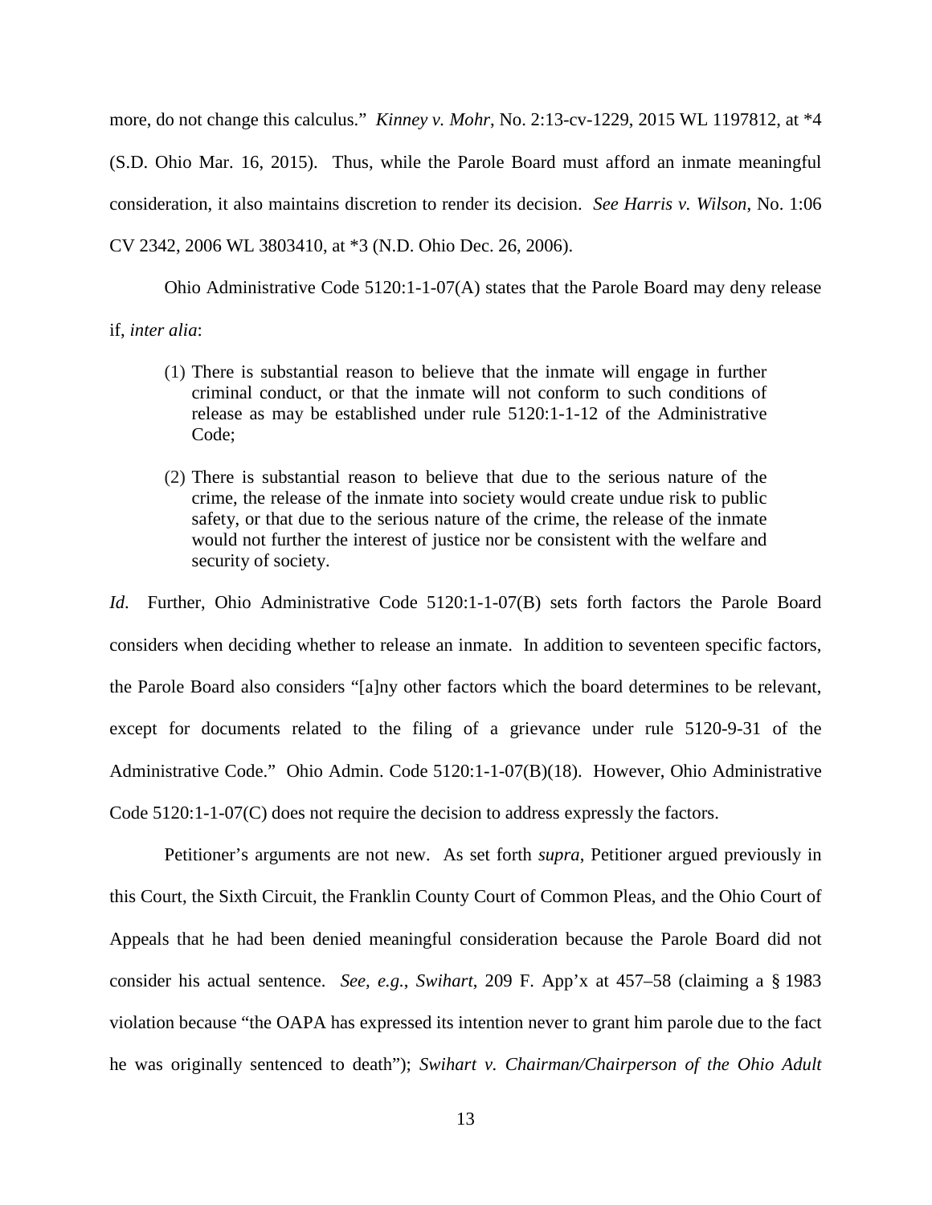more, do not change this calculus." *Kinney v. Mohr*, No. 2:13-cv-1229, 2015 WL 1197812, at *4 (S.D. Ohio Mar. 16, 2015). Thus, while the Parole Board must afford an inmate meaningful consideration, it also maintains discretion to render its decision. *See Harris v. Wilson*, No. 1:06 CV 2342, 2006 WL 3803410, at *3 (N.D. Ohio Dec. 26, 2006).

Ohio Administrative Code 5120:1-1-07(A) states that the Parole Board may deny release if, *inter alia*:

> (1) There is substantial reason to believe that the inmate will engage in further criminal conduct, or that the inmate will not conform to such conditions of release as may be established under rule 5120:1-1-12 of the Administrative Code;
>
> (2) There is substantial reason to believe that due to the serious nature of the crime, the release of the inmate into society would create undue risk to public safety, or that due to the serious nature of the crime, the release of the inmate would not further the interest of justice nor be consistent with the welfare and security of society.

*Id.* Further, Ohio Administrative Code 5120:1-1-07(B) sets forth factors the Parole Board considers when deciding whether to release an inmate. In addition to seventeen specific factors, the Parole Board also considers "[a]ny other factors which the board determines to be relevant, except for documents related to the filing of a grievance under rule 5120-9-31 of the Administrative Code." Ohio Admin. Code 5120:1-1-07(B)(18). However, Ohio Administrative Code 5120:1-1-07(C) does not require the decision to address expressly the factors.

Petitioner's arguments are not new. As set forth *supra*, Petitioner argued previously in this Court, the Sixth Circuit, the Franklin County Court of Common Pleas, and the Ohio Court of Appeals that he had been denied meaningful consideration because the Parole Board did not consider his actual sentence. *See, e.g.*, *Swihart*, 209 F. App'x at 457–58 (claiming a § 1983 violation because "the OAPA has expressed its intention never to grant him parole due to the fact he was originally sentenced to death"); *Swihart v. Chairman/Chairperson of the Ohio Adult*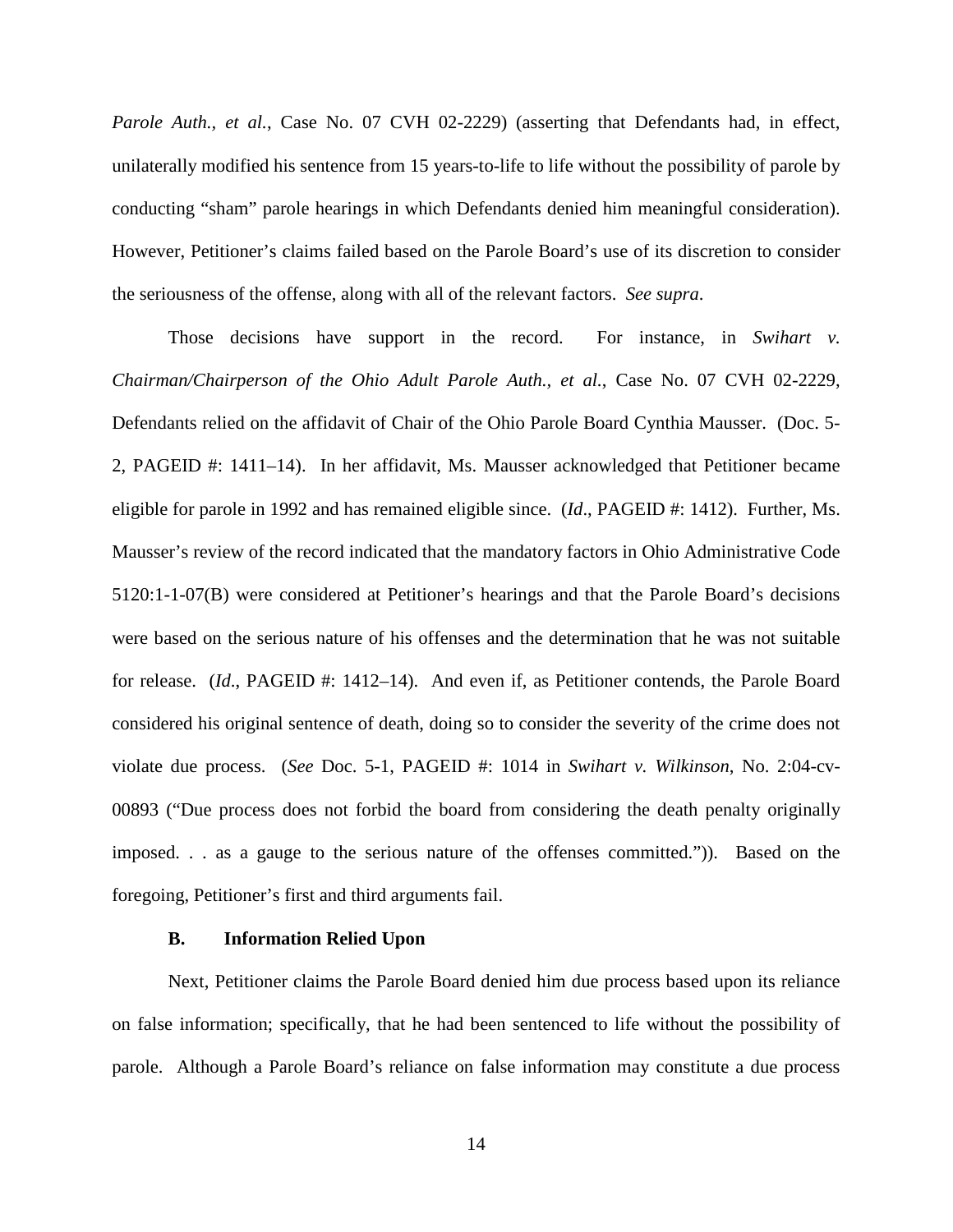*Parole Auth., et al.*, Case No. 07 CVH 02-2229) (asserting that Defendants had, in effect, unilaterally modified his sentence from 15 years-to-life to life without the possibility of parole by conducting "sham" parole hearings in which Defendants denied him meaningful consideration). However, Petitioner's claims failed based on the Parole Board's use of its discretion to consider the seriousness of the offense, along with all of the relevant factors. *See supra*.

Those decisions have support in the record. For instance, in *Swihart v. Chairman/Chairperson of the Ohio Adult Parole Auth., et al.*, Case No. 07 CVH 02-2229, Defendants relied on the affidavit of Chair of the Ohio Parole Board Cynthia Mausser. (Doc. 5-2, PAGEID #: 1411–14). In her affidavit, Ms. Mausser acknowledged that Petitioner became eligible for parole in 1992 and has remained eligible since. (*Id*., PAGEID #: 1412). Further, Ms. Mausser's review of the record indicated that the mandatory factors in Ohio Administrative Code 5120:1-1-07(B) were considered at Petitioner's hearings and that the Parole Board's decisions were based on the serious nature of his offenses and the determination that he was not suitable for release. (*Id*., PAGEID #: 1412–14). And even if, as Petitioner contends, the Parole Board considered his original sentence of death, doing so to consider the severity of the crime does not violate due process. (*See* Doc. 5-1, PAGEID #: 1014 in *Swihart v. Wilkinson*, No. 2:04-cv-00893 ("Due process does not forbid the board from considering the death penalty originally imposed. . . as a gauge to the serious nature of the offenses committed.")). Based on the foregoing, Petitioner's first and third arguments fail.

### B. Information Relied Upon

Next, Petitioner claims the Parole Board denied him due process based upon its reliance on false information; specifically, that he had been sentenced to life without the possibility of parole. Although a Parole Board's reliance on false information may constitute a due process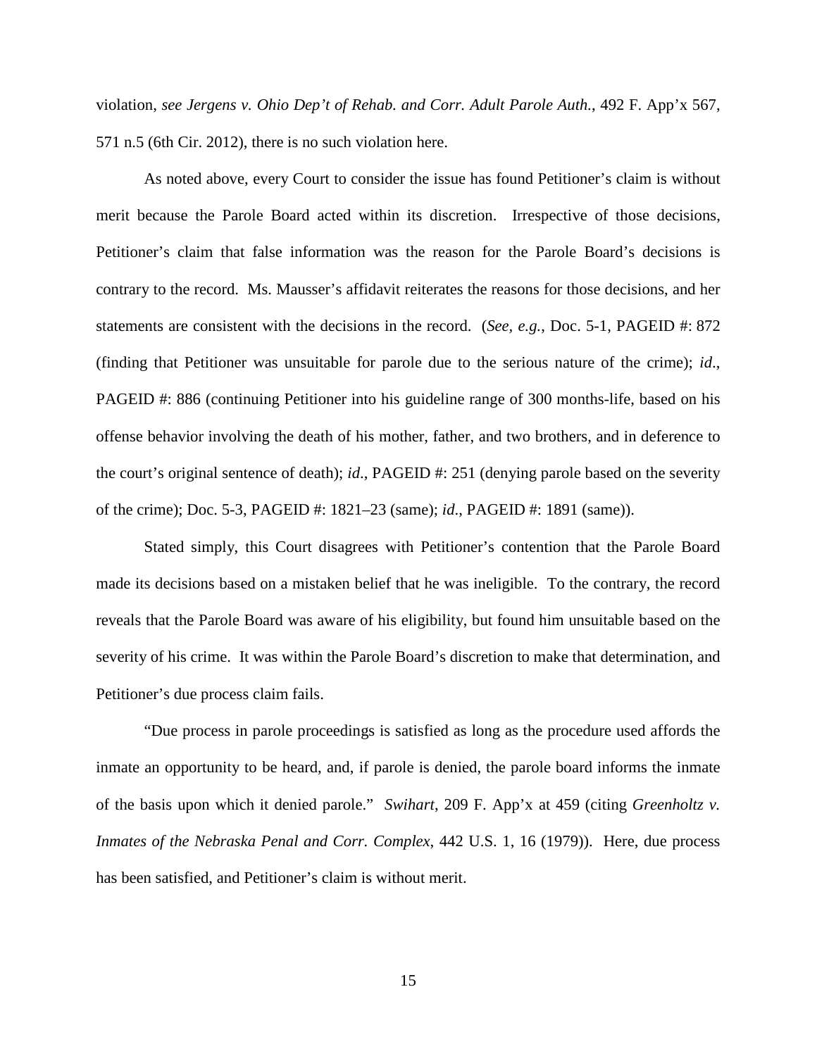violation, *see Jergens v. Ohio Dep't of Rehab. and Corr. Adult Parole Auth.*, 492 F. App'x 567, 571 n.5 (6th Cir. 2012), there is no such violation here.

As noted above, every Court to consider the issue has found Petitioner's claim is without merit because the Parole Board acted within its discretion. Irrespective of those decisions, Petitioner's claim that false information was the reason for the Parole Board's decisions is contrary to the record. Ms. Mausser's affidavit reiterates the reasons for those decisions, and her statements are consistent with the decisions in the record. (*See, e.g.*, Doc. 5-1, PAGEID #: 872 (finding that Petitioner was unsuitable for parole due to the serious nature of the crime); *id*., PAGEID #: 886 (continuing Petitioner into his guideline range of 300 months-life, based on his offense behavior involving the death of his mother, father, and two brothers, and in deference to the court's original sentence of death); *id*., PAGEID #: 251 (denying parole based on the severity of the crime); Doc. 5-3, PAGEID #: 1821–23 (same); *id*., PAGEID #: 1891 (same)).

Stated simply, this Court disagrees with Petitioner's contention that the Parole Board made its decisions based on a mistaken belief that he was ineligible. To the contrary, the record reveals that the Parole Board was aware of his eligibility, but found him unsuitable based on the severity of his crime. It was within the Parole Board's discretion to make that determination, and Petitioner's due process claim fails.

"Due process in parole proceedings is satisfied as long as the procedure used affords the inmate an opportunity to be heard, and, if parole is denied, the parole board informs the inmate of the basis upon which it denied parole." *Swihart*, 209 F. App'x at 459 (citing *Greenholtz v. Inmates of the Nebraska Penal and Corr. Complex*, 442 U.S. 1, 16 (1979)). Here, due process has been satisfied, and Petitioner's claim is without merit.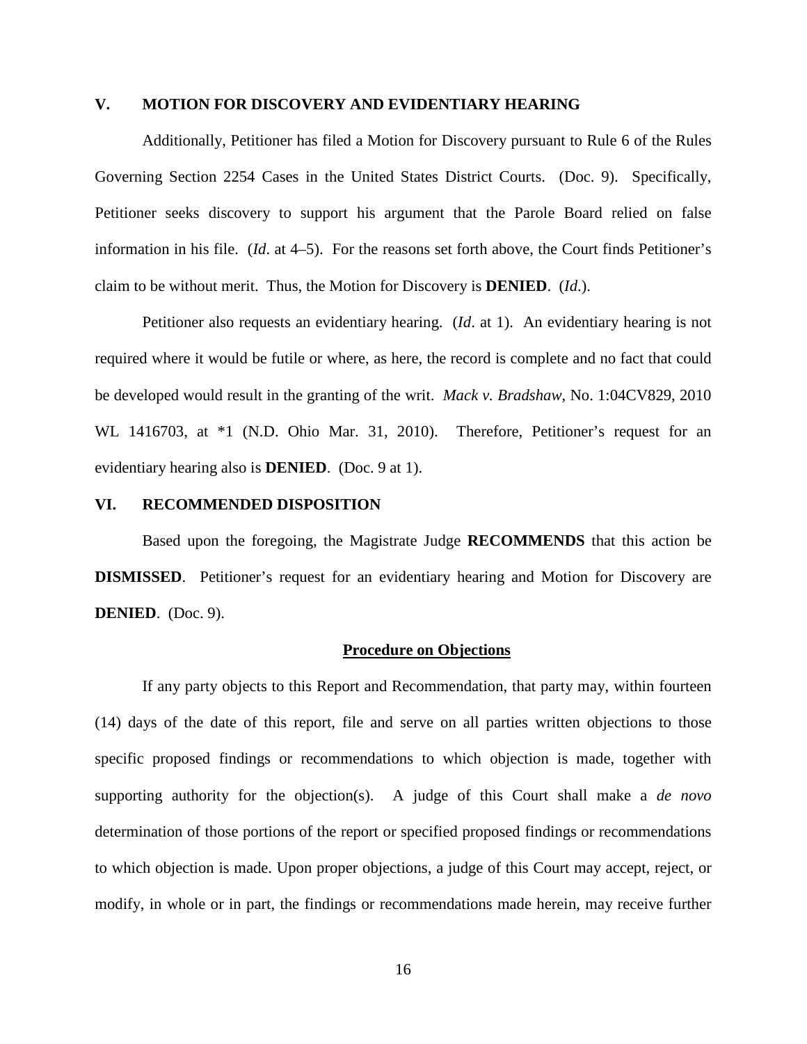## V. MOTION FOR DISCOVERY AND EVIDENTIARY HEARING

Additionally, Petitioner has filed a Motion for Discovery pursuant to Rule 6 of the Rules Governing Section 2254 Cases in the United States District Courts. (Doc. 9). Specifically, Petitioner seeks discovery to support his argument that the Parole Board relied on false information in his file. (*Id*. at 4–5). For the reasons set forth above, the Court finds Petitioner's claim to be without merit. Thus, the Motion for Discovery is **DENIED**. (*Id*.).

Petitioner also requests an evidentiary hearing. (*Id*. at 1). An evidentiary hearing is not required where it would be futile or where, as here, the record is complete and no fact that could be developed would result in the granting of the writ. *Mack v. Bradshaw*, No. 1:04CV829, 2010 WL 1416703, at *1 (N.D. Ohio Mar. 31, 2010). Therefore, Petitioner's request for an evidentiary hearing also is **DENIED**. (Doc. 9 at 1).

## VI. RECOMMENDED DISPOSITION

Based upon the foregoing, the Magistrate Judge **RECOMMENDS** that this action be **DISMISSED**. Petitioner's request for an evidentiary hearing and Motion for Discovery are **DENIED**. (Doc. 9).

### Procedure on Objections

If any party objects to this Report and Recommendation, that party may, within fourteen (14) days of the date of this report, file and serve on all parties written objections to those specific proposed findings or recommendations to which objection is made, together with supporting authority for the objection(s). A judge of this Court shall make a *de novo* determination of those portions of the report or specified proposed findings or recommendations to which objection is made. Upon proper objections, a judge of this Court may accept, reject, or modify, in whole or in part, the findings or recommendations made herein, may receive further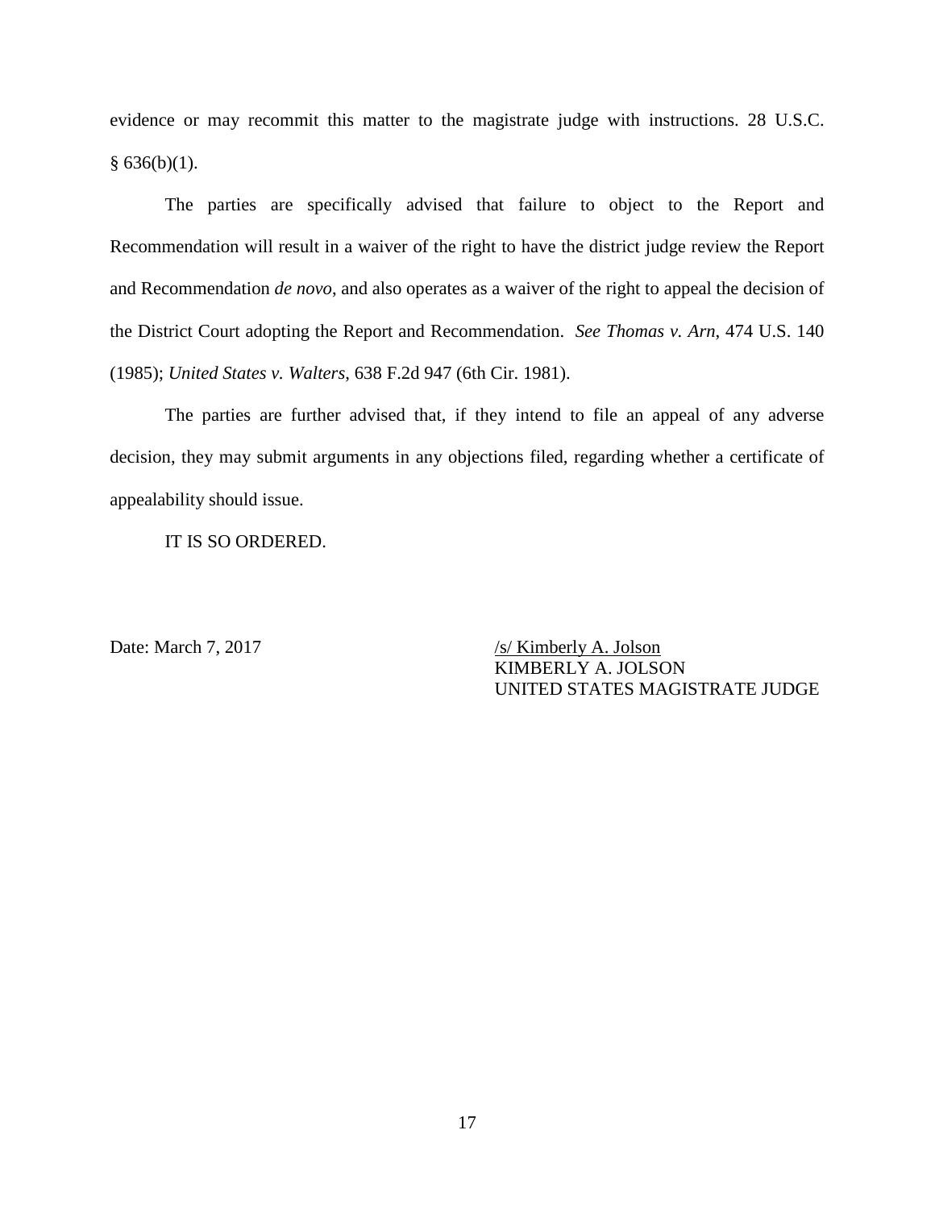evidence or may recommit this matter to the magistrate judge with instructions. 28 U.S.C. § 636(b)(1).

The parties are specifically advised that failure to object to the Report and Recommendation will result in a waiver of the right to have the district judge review the Report and Recommendation *de novo*, and also operates as a waiver of the right to appeal the decision of the District Court adopting the Report and Recommendation. *See Thomas v. Arn*, 474 U.S. 140 (1985); *United States v. Walters*, 638 F.2d 947 (6th Cir. 1981).

The parties are further advised that, if they intend to file an appeal of any adverse decision, they may submit arguments in any objections filed, regarding whether a certificate of appealability should issue.

IT IS SO ORDERED.

Date: March 7, 2017

/s/ Kimberly A. Jolson
KIMBERLY A. JOLSON
UNITED STATES MAGISTRATE JUDGE